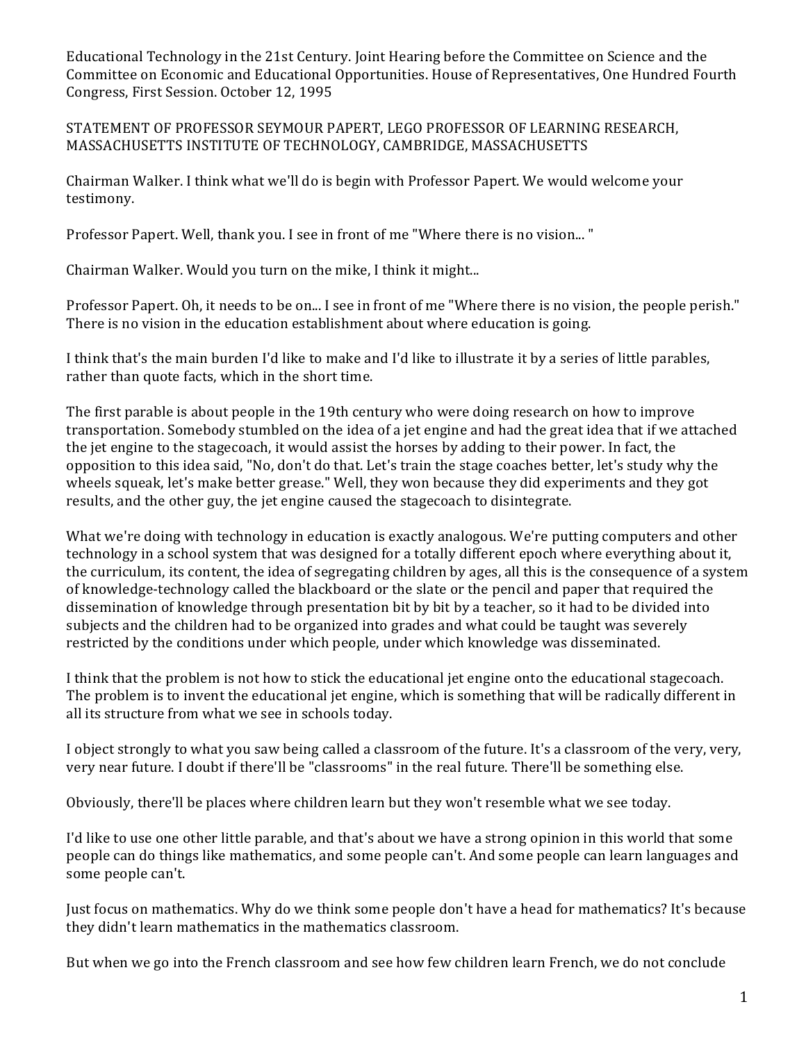Educational Technology in the 21st Century. Joint Hearing before the Committee on Science and the Committee on Economic and Educational Opportunities. House of Representatives, One Hundred Fourth Congress, First Session. October 12, 1995

STATEMENT OF PROFESSOR SEYMOUR PAPERT, LEGO PROFESSOR OF LEARNING RESEARCH, MASSACHUSETTS INSTITUTE OF TECHNOLOGY, CAMBRIDGE, MASSACHUSETTS

Chairman Walker. I think what we'll do is begin with Professor Papert. We would welcome your testimony.

Professor Papert. Well, thank you. I see in front of me "Where there is no vision... "

Chairman Walker. Would you turn on the mike, I think it might...

Professor Papert. Oh, it needs to be on... I see in front of me "Where there is no vision, the people perish." There is no vision in the education establishment about where education is going.

I think that's the main burden I'd like to make and I'd like to illustrate it by a series of little parables, rather than quote facts, which in the short time.

The first parable is about people in the 19th century who were doing research on how to improve transportation. Somebody stumbled on the idea of a jet engine and had the great idea that if we attached the jet engine to the stagecoach, it would assist the horses by adding to their power. In fact, the opposition to this idea said, "No, don't do that. Let's train the stage coaches better, let's study why the wheels squeak, let's make better grease." Well, they won because they did experiments and they got results, and the other guy, the jet engine caused the stagecoach to disintegrate.

What we're doing with technology in education is exactly analogous. We're putting computers and other technology in a school system that was designed for a totally different epoch where everything about it, the curriculum, its content, the idea of segregating children by ages, all this is the consequence of a system of knowledge-technology called the blackboard or the slate or the pencil and paper that required the dissemination of knowledge through presentation bit by bit by a teacher, so it had to be divided into subjects and the children had to be organized into grades and what could be taught was severely restricted by the conditions under which people, under which knowledge was disseminated.

I think that the problem is not how to stick the educational jet engine onto the educational stagecoach. The problem is to invent the educational jet engine, which is something that will be radically different in all its structure from what we see in schools today.

I object strongly to what you saw being called a classroom of the future. It's a classroom of the very, very, very near future. I doubt if there'll be "classrooms" in the real future. There'll be something else.

Obviously, there'll be places where children learn but they won't resemble what we see today.

I'd like to use one other little parable, and that's about we have a strong opinion in this world that some people can do things like mathematics, and some people can't. And some people can learn languages and some people can't.

Just focus on mathematics. Why do we think some people don't have a head for mathematics? It's because they didn't learn mathematics in the mathematics classroom.

But when we go into the French classroom and see how few children learn French, we do not conclude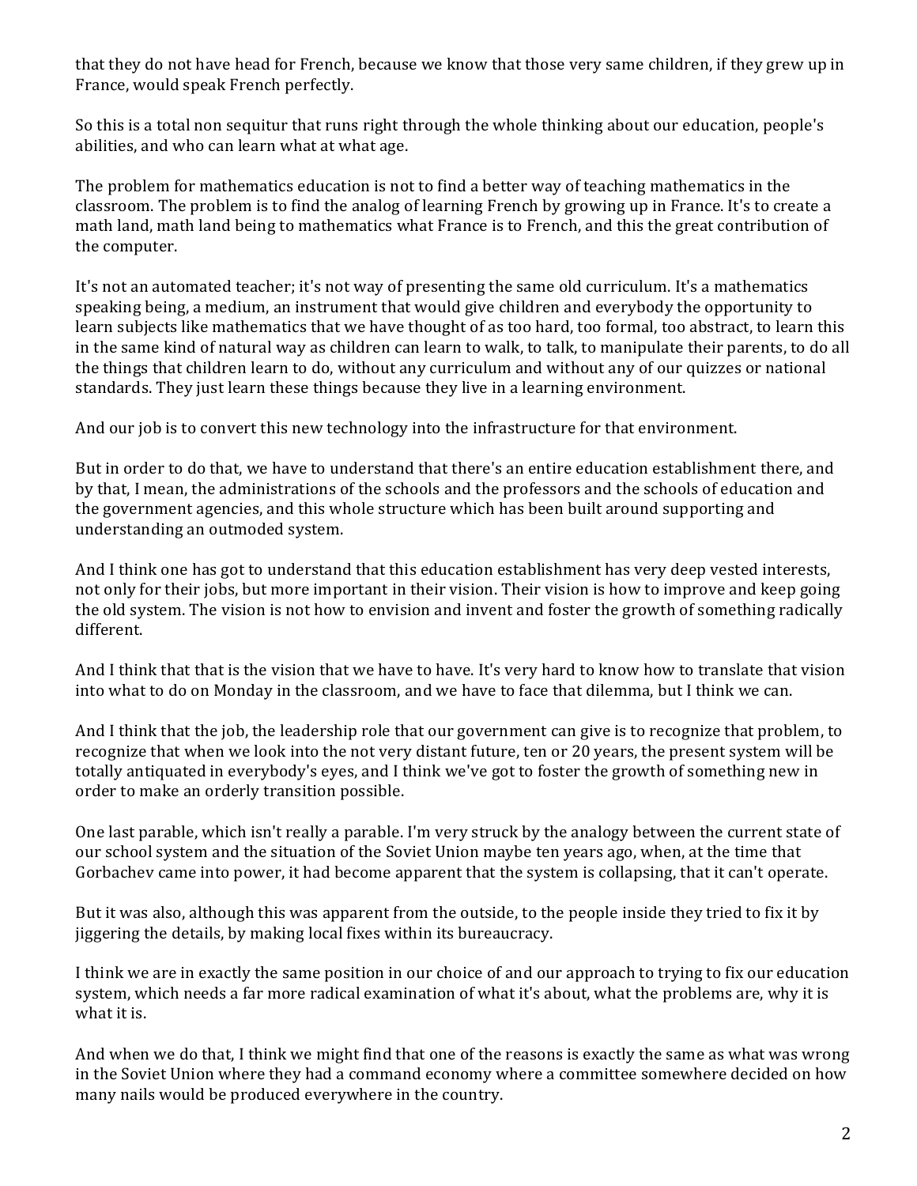that they do not have head for French, because we know that those very same children, if they grew up in France, would speak French perfectly.

So this is a total non sequitur that runs right through the whole thinking about our education, people's abilities, and who can learn what at what age.

The problem for mathematics education is not to find a better way of teaching mathematics in the classroom. The problem is to find the analog of learning French by growing up in France. It's to create a math land, math land being to mathematics what France is to French, and this the great contribution of the computer.

It's not an automated teacher; it's not way of presenting the same old curriculum. It's a mathematics speaking being, a medium, an instrument that would give children and everybody the opportunity to learn subjects like mathematics that we have thought of as too hard, too formal, too abstract, to learn this in the same kind of natural way as children can learn to walk, to talk, to manipulate their parents, to do all the things that children learn to do, without any curriculum and without any of our quizzes or national standards. They just learn these things because they live in a learning environment.

And our job is to convert this new technology into the infrastructure for that environment.

But in order to do that, we have to understand that there's an entire education establishment there, and by that, I mean, the administrations of the schools and the professors and the schools of education and the government agencies, and this whole structure which has been built around supporting and understanding an outmoded system.

And I think one has got to understand that this education establishment has very deep vested interests, not only for their jobs, but more important in their vision. Their vision is how to improve and keep going the old system. The vision is not how to envision and invent and foster the growth of something radically different.

And I think that that is the vision that we have to have. It's very hard to know how to translate that vision into what to do on Monday in the classroom, and we have to face that dilemma, but I think we can.

And I think that the job, the leadership role that our government can give is to recognize that problem, to recognize that when we look into the not very distant future, ten or 20 years, the present system will be totally antiquated in everybody's eyes, and I think we've got to foster the growth of something new in order to make an orderly transition possible.

One last parable, which isn't really a parable. I'm very struck by the analogy between the current state of our school system and the situation of the Soviet Union maybe ten years ago, when, at the time that Gorbachev came into power, it had become apparent that the system is collapsing, that it can't operate.

But it was also, although this was apparent from the outside, to the people inside they tried to fix it by jiggering the details, by making local fixes within its bureaucracy.

I think we are in exactly the same position in our choice of and our approach to trying to fix our education system, which needs a far more radical examination of what it's about, what the problems are, why it is what it is.

And when we do that, I think we might find that one of the reasons is exactly the same as what was wrong in the Soviet Union where they had a command economy where a committee somewhere decided on how many nails would be produced everywhere in the country.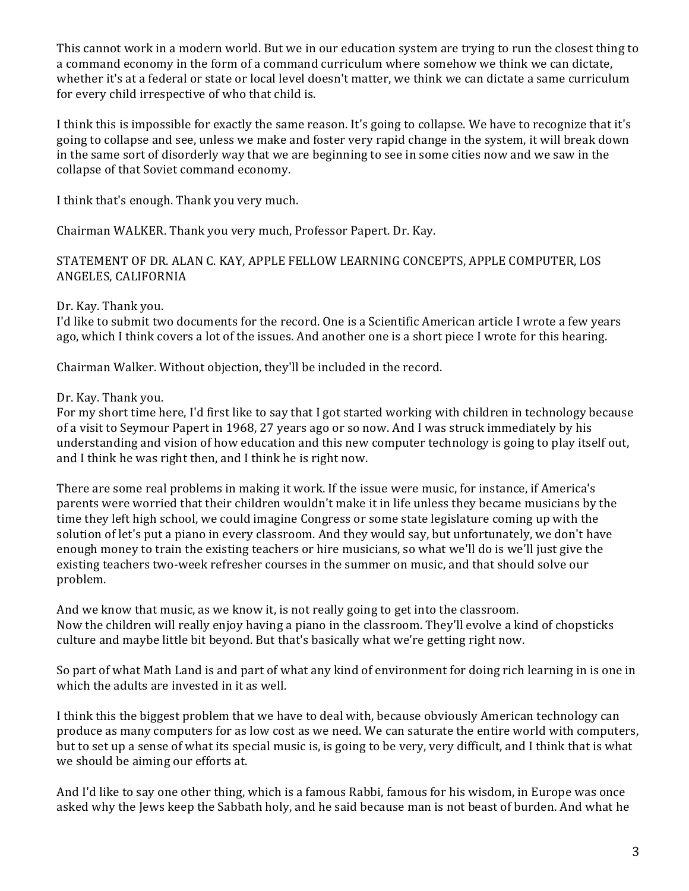This cannot work in a modern world. But we in our education system are trying to run the closest thing to a command economy in the form of a command curriculum where somehow we think we can dictate, whether it's at a federal or state or local level doesn't matter, we think we can dictate a same curriculum for every child irrespective of who that child is.

I think this is impossible for exactly the same reason. It's going to collapse. We have to recognize that it's going to collapse and see, unless we make and foster very rapid change in the system, it will break down in the same sort of disorderly way that we are beginning to see in some cities now and we saw in the collapse of that Soviet command economy.

I think that's enough. Thank you very much.

Chairman WALKER. Thank you very much, Professor Papert. Dr. Kay.

STATEMENT OF DR. ALAN C. KAY, APPLE FELLOW LEARNING CONCEPTS, APPLE COMPUTER, LOS ANGELES, CALIFORNIA

Dr. Kay. Thank you.
I'd like to submit two documents for the record. One is a Scientific American article I wrote a few years ago, which I think covers a lot of the issues. And another one is a short piece I wrote for this hearing.

Chairman Walker. Without objection, they'll be included in the record.

Dr. Kay. Thank you.
For my short time here, I'd first like to say that I got started working with children in technology because of a visit to Seymour Papert in 1968, 27 years ago or so now. And I was struck immediately by his understanding and vision of how education and this new computer technology is going to play itself out, and I think he was right then, and I think he is right now.

There are some real problems in making it work. If the issue were music, for instance, if America's parents were worried that their children wouldn't make it in life unless they became musicians by the time they left high school, we could imagine Congress or some state legislature coming up with the solution of let's put a piano in every classroom. And they would say, but unfortunately, we don't have enough money to train the existing teachers or hire musicians, so what we'll do is we'll just give the existing teachers two-week refresher courses in the summer on music, and that should solve our problem.

And we know that music, as we know it, is not really going to get into the classroom.
Now the children will really enjoy having a piano in the classroom. They'll evolve a kind of chopsticks culture and maybe little bit beyond. But that's basically what we're getting right now.

So part of what Math Land is and part of what any kind of environment for doing rich learning in is one in which the adults are invested in it as well.

I think this the biggest problem that we have to deal with, because obviously American technology can produce as many computers for as low cost as we need. We can saturate the entire world with computers, but to set up a sense of what its special music is, is going to be very, very difficult, and I think that is what we should be aiming our efforts at.

And I'd like to say one other thing, which is a famous Rabbi, famous for his wisdom, in Europe was once asked why the Jews keep the Sabbath holy, and he said because man is not beast of burden. And what he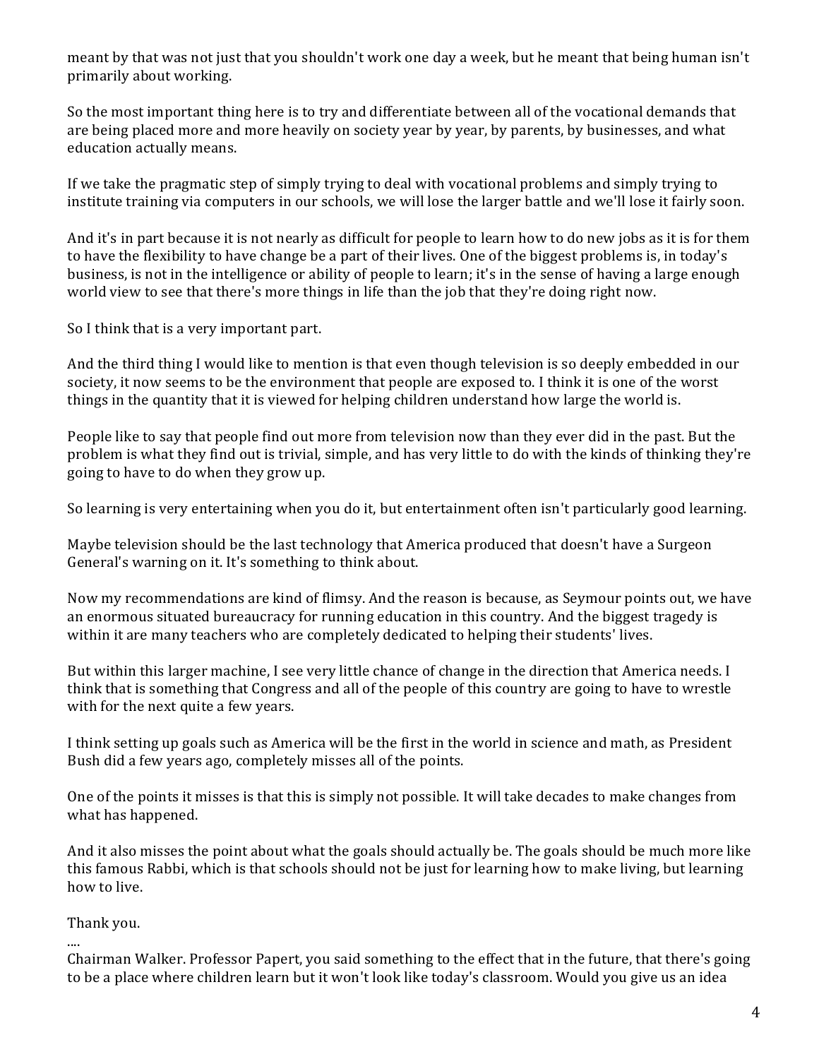meant by that was not just that you shouldn't work one day a week, but he meant that being human isn't primarily about working.

So the most important thing here is to try and differentiate between all of the vocational demands that are being placed more and more heavily on society year by year, by parents, by businesses, and what education actually means.

If we take the pragmatic step of simply trying to deal with vocational problems and simply trying to institute training via computers in our schools, we will lose the larger battle and we'll lose it fairly soon.

And it's in part because it is not nearly as difficult for people to learn how to do new jobs as it is for them to have the flexibility to have change be a part of their lives. One of the biggest problems is, in today's business, is not in the intelligence or ability of people to learn; it's in the sense of having a large enough world view to see that there's more things in life than the job that they're doing right now.

So I think that is a very important part.

And the third thing I would like to mention is that even though television is so deeply embedded in our society, it now seems to be the environment that people are exposed to. I think it is one of the worst things in the quantity that it is viewed for helping children understand how large the world is.

People like to say that people find out more from television now than they ever did in the past. But the problem is what they find out is trivial, simple, and has very little to do with the kinds of thinking they're going to have to do when they grow up.

So learning is very entertaining when you do it, but entertainment often isn't particularly good learning.

Maybe television should be the last technology that America produced that doesn't have a Surgeon General's warning on it. It's something to think about.

Now my recommendations are kind of flimsy. And the reason is because, as Seymour points out, we have an enormous situated bureaucracy for running education in this country. And the biggest tragedy is within it are many teachers who are completely dedicated to helping their students' lives.

But within this larger machine, I see very little chance of change in the direction that America needs. I think that is something that Congress and all of the people of this country are going to have to wrestle with for the next quite a few years.

I think setting up goals such as America will be the first in the world in science and math, as President Bush did a few years ago, completely misses all of the points.

One of the points it misses is that this is simply not possible. It will take decades to make changes from what has happened.

And it also misses the point about what the goals should actually be. The goals should be much more like this famous Rabbi, which is that schools should not be just for learning how to make living, but learning how to live.

Thank you.

....

Chairman Walker. Professor Papert, you said something to the effect that in the future, that there's going to be a place where children learn but it won't look like today's classroom. Would you give us an idea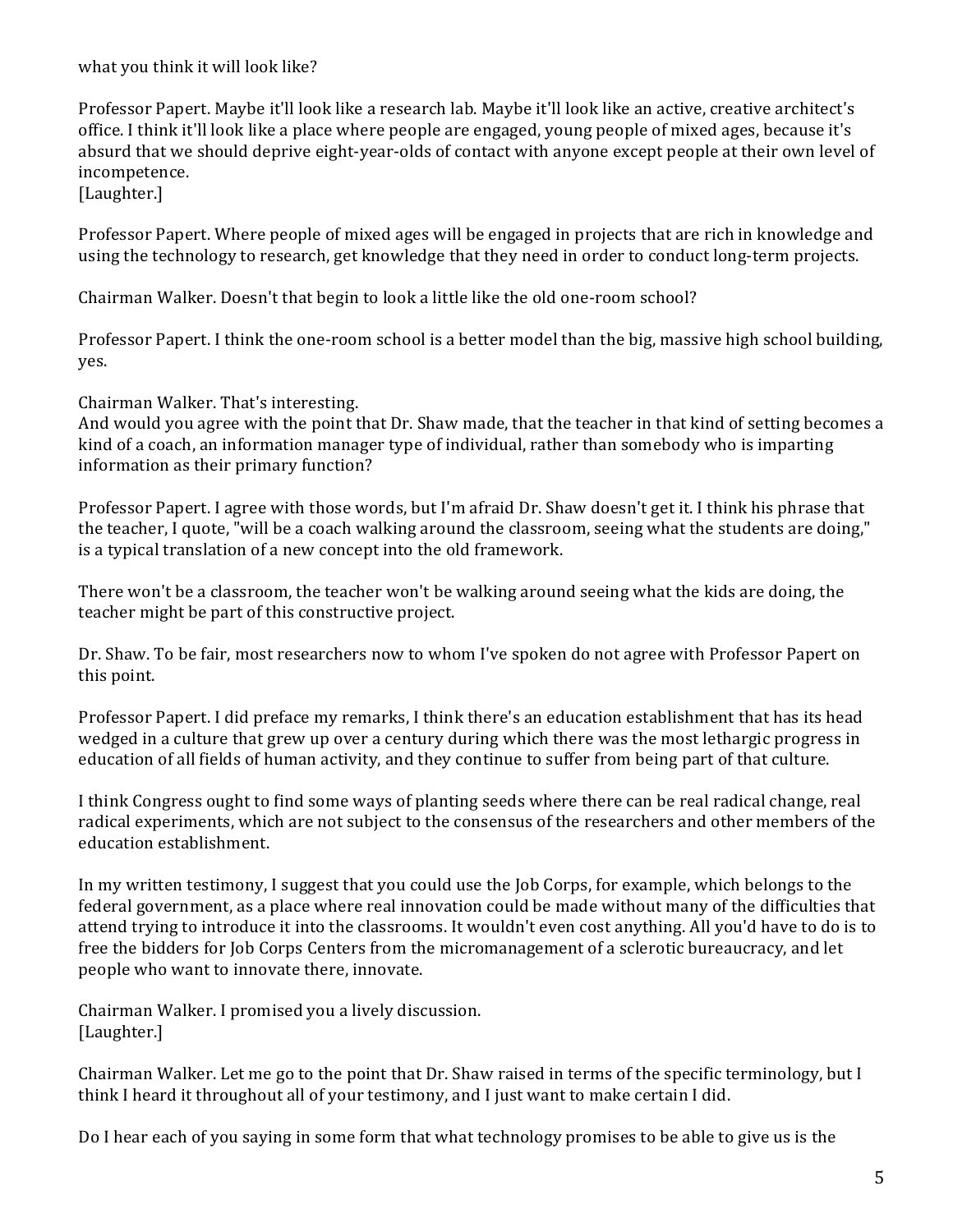what you think it will look like?

Professor Papert. Maybe it'll look like a research lab. Maybe it'll look like an active, creative architect's office. I think it'll look like a place where people are engaged, young people of mixed ages, because it's absurd that we should deprive eight-year-olds of contact with anyone except people at their own level of incompetence.
[Laughter.]

Professor Papert. Where people of mixed ages will be engaged in projects that are rich in knowledge and using the technology to research, get knowledge that they need in order to conduct long-term projects.

Chairman Walker. Doesn't that begin to look a little like the old one-room school?

Professor Papert. I think the one-room school is a better model than the big, massive high school building, yes.

Chairman Walker. That's interesting.
And would you agree with the point that Dr. Shaw made, that the teacher in that kind of setting becomes a kind of a coach, an information manager type of individual, rather than somebody who is imparting information as their primary function?

Professor Papert. I agree with those words, but I'm afraid Dr. Shaw doesn't get it. I think his phrase that the teacher, I quote, "will be a coach walking around the classroom, seeing what the students are doing," is a typical translation of a new concept into the old framework.

There won't be a classroom, the teacher won't be walking around seeing what the kids are doing, the teacher might be part of this constructive project.

Dr. Shaw. To be fair, most researchers now to whom I've spoken do not agree with Professor Papert on this point.

Professor Papert. I did preface my remarks, I think there's an education establishment that has its head wedged in a culture that grew up over a century during which there was the most lethargic progress in education of all fields of human activity, and they continue to suffer from being part of that culture.

I think Congress ought to find some ways of planting seeds where there can be real radical change, real radical experiments, which are not subject to the consensus of the researchers and other members of the education establishment.

In my written testimony, I suggest that you could use the Job Corps, for example, which belongs to the federal government, as a place where real innovation could be made without many of the difficulties that attend trying to introduce it into the classrooms. It wouldn't even cost anything. All you'd have to do is to free the bidders for Job Corps Centers from the micromanagement of a sclerotic bureaucracy, and let people who want to innovate there, innovate.

Chairman Walker. I promised you a lively discussion.
[Laughter.]

Chairman Walker. Let me go to the point that Dr. Shaw raised in terms of the specific terminology, but I think I heard it throughout all of your testimony, and I just want to make certain I did.

Do I hear each of you saying in some form that what technology promises to be able to give us is the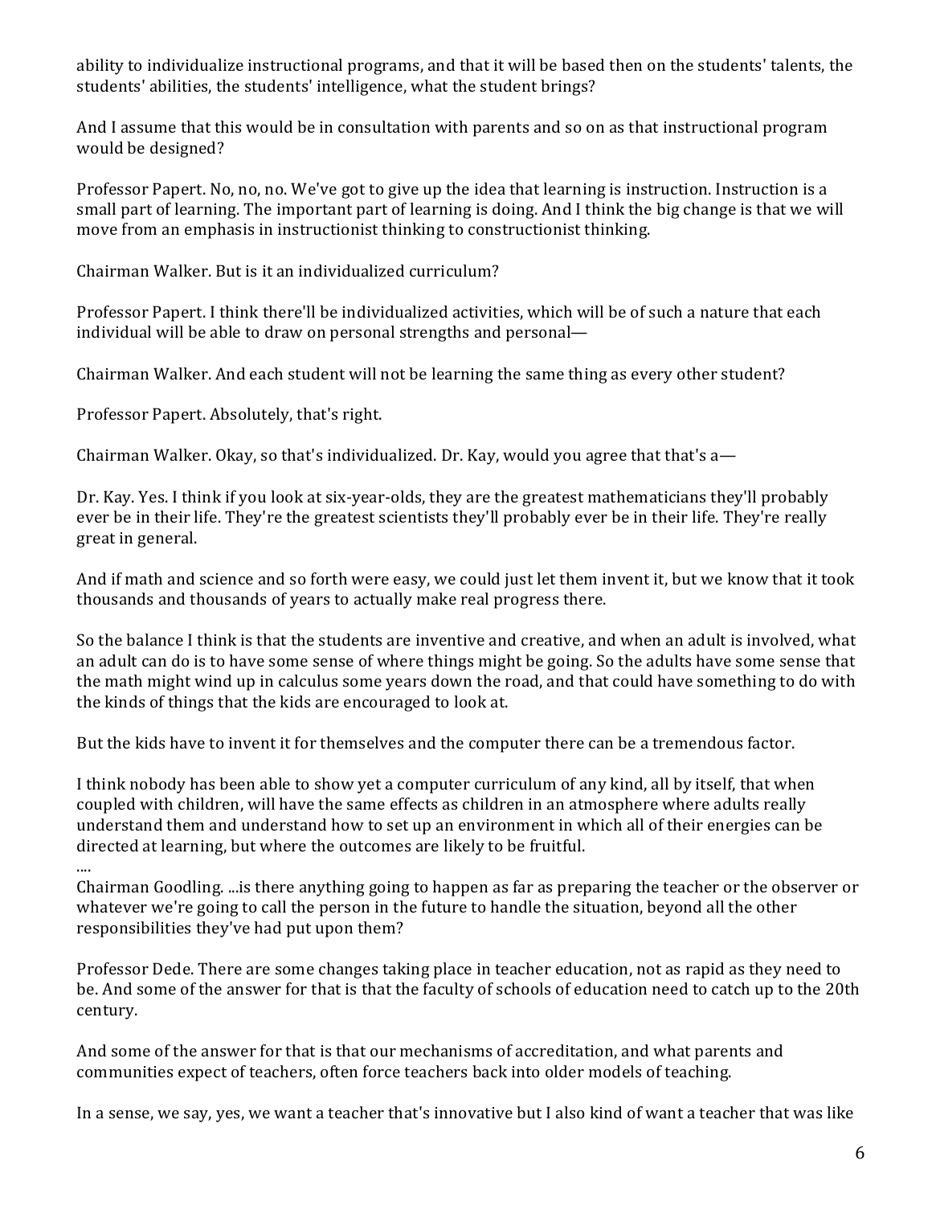ability to individualize instructional programs, and that it will be based then on the students' talents, the students' abilities, the students' intelligence, what the student brings?

And I assume that this would be in consultation with parents and so on as that instructional program would be designed?

Professor Papert. No, no, no. We've got to give up the idea that learning is instruction. Instruction is a small part of learning. The important part of learning is doing. And I think the big change is that we will move from an emphasis in instructionist thinking to constructionist thinking.

Chairman Walker. But is it an individualized curriculum?

Professor Papert. I think there'll be individualized activities, which will be of such a nature that each individual will be able to draw on personal strengths and personal—

Chairman Walker. And each student will not be learning the same thing as every other student?

Professor Papert. Absolutely, that's right.

Chairman Walker. Okay, so that's individualized. Dr. Kay, would you agree that that's a—

Dr. Kay. Yes. I think if you look at six-year-olds, they are the greatest mathematicians they'll probably ever be in their life. They're the greatest scientists they'll probably ever be in their life. They're really great in general.

And if math and science and so forth were easy, we could just let them invent it, but we know that it took thousands and thousands of years to actually make real progress there.

So the balance I think is that the students are inventive and creative, and when an adult is involved, what an adult can do is to have some sense of where things might be going. So the adults have some sense that the math might wind up in calculus some years down the road, and that could have something to do with the kinds of things that the kids are encouraged to look at.

But the kids have to invent it for themselves and the computer there can be a tremendous factor.

I think nobody has been able to show yet a computer curriculum of any kind, all by itself, that when coupled with children, will have the same effects as children in an atmosphere where adults really understand them and understand how to set up an environment in which all of their energies can be directed at learning, but where the outcomes are likely to be fruitful.

....

Chairman Goodling. ...is there anything going to happen as far as preparing the teacher or the observer or whatever we're going to call the person in the future to handle the situation, beyond all the other responsibilities they've had put upon them?

Professor Dede. There are some changes taking place in teacher education, not as rapid as they need to be. And some of the answer for that is that the faculty of schools of education need to catch up to the 20th century.

And some of the answer for that is that our mechanisms of accreditation, and what parents and communities expect of teachers, often force teachers back into older models of teaching.

In a sense, we say, yes, we want a teacher that's innovative but I also kind of want a teacher that was like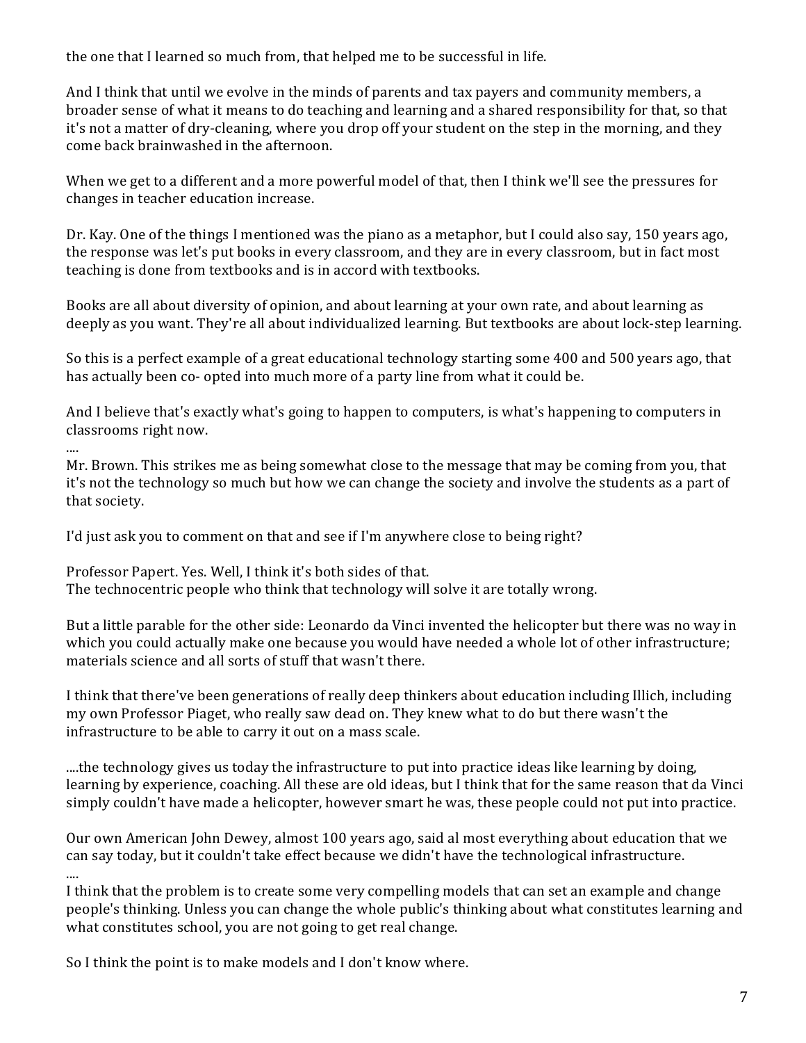the one that I learned so much from, that helped me to be successful in life.

And I think that until we evolve in the minds of parents and tax payers and community members, a broader sense of what it means to do teaching and learning and a shared responsibility for that, so that it's not a matter of dry-cleaning, where you drop off your student on the step in the morning, and they come back brainwashed in the afternoon.

When we get to a different and a more powerful model of that, then I think we'll see the pressures for changes in teacher education increase.

Dr. Kay. One of the things I mentioned was the piano as a metaphor, but I could also say, 150 years ago, the response was let's put books in every classroom, and they are in every classroom, but in fact most teaching is done from textbooks and is in accord with textbooks.

Books are all about diversity of opinion, and about learning at your own rate, and about learning as deeply as you want. They're all about individualized learning. But textbooks are about lock-step learning.

So this is a perfect example of a great educational technology starting some 400 and 500 years ago, that has actually been co- opted into much more of a party line from what it could be.

And I believe that's exactly what's going to happen to computers, is what's happening to computers in classrooms right now.

....

Mr. Brown. This strikes me as being somewhat close to the message that may be coming from you, that it's not the technology so much but how we can change the society and involve the students as a part of that society.

I'd just ask you to comment on that and see if I'm anywhere close to being right?

Professor Papert. Yes. Well, I think it's both sides of that.
The technocentric people who think that technology will solve it are totally wrong.

But a little parable for the other side: Leonardo da Vinci invented the helicopter but there was no way in which you could actually make one because you would have needed a whole lot of other infrastructure; materials science and all sorts of stuff that wasn't there.

I think that there've been generations of really deep thinkers about education including Illich, including my own Professor Piaget, who really saw dead on. They knew what to do but there wasn't the infrastructure to be able to carry it out on a mass scale.

....the technology gives us today the infrastructure to put into practice ideas like learning by doing, learning by experience, coaching. All these are old ideas, but I think that for the same reason that da Vinci simply couldn't have made a helicopter, however smart he was, these people could not put into practice.

Our own American John Dewey, almost 100 years ago, said al most everything about education that we can say today, but it couldn't take effect because we didn't have the technological infrastructure.

....

I think that the problem is to create some very compelling models that can set an example and change people's thinking. Unless you can change the whole public's thinking about what constitutes learning and what constitutes school, you are not going to get real change.

So I think the point is to make models and I don't know where.